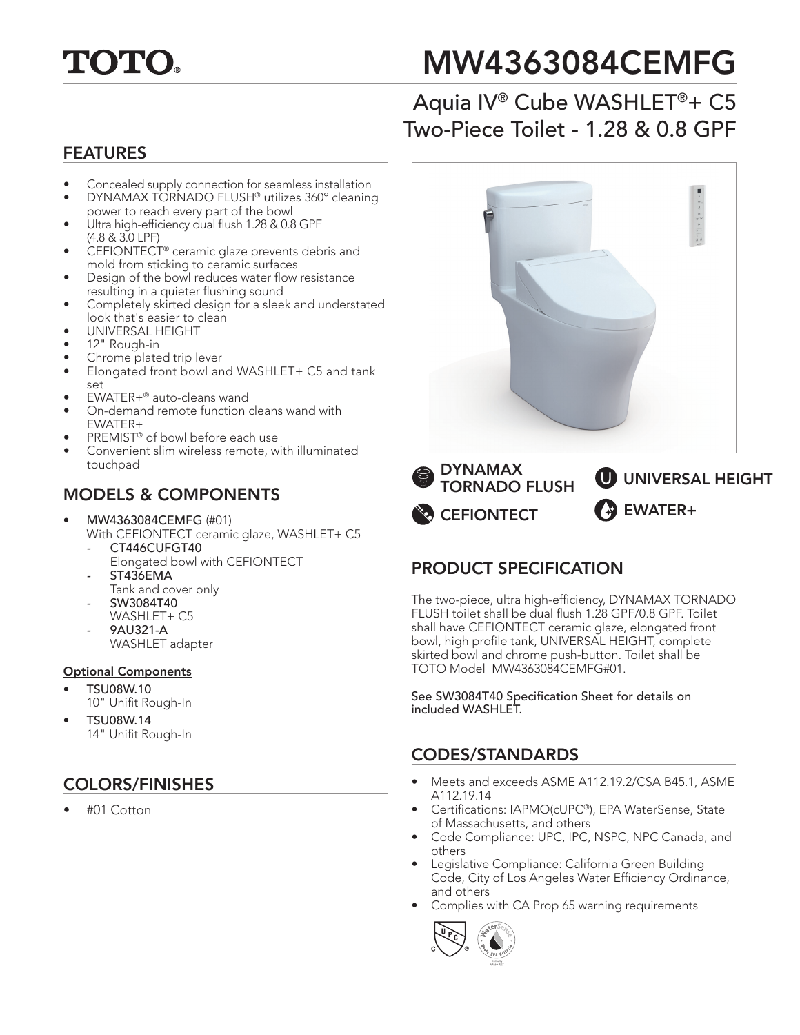# TOTO®

# MW4363084CEMFG

## Aquia IV® Cube WASHLET®+ C5 Two-Piece Toilet - 1.28 & 0.8 GPF

## FEATURES

- Concealed supply connection for seamless installation
- DYNAMAX TORNADO FLUSH® utilizes 360° cleaning power to reach every part of the bowl
- Ultra high-efficiency dual flush 1.28 & 0.8 GPF (4.8 & 3.0 LPF)
- CEFIONTECT® ceramic glaze prevents debris and mold from sticking to ceramic surfaces
- Design of the bowl reduces water flow resistance resulting in a quieter flushing sound
- Completely skirted design for a sleek and understated look that's easier to clean
- UNIVERSAL HEIGHT
- 12" Rough-in
- Chrome plated trip lever
- Elongated front bowl and WASHLET+ C5 and tank set
- EWATER+® auto-cleans wand
- On-demand remote function cleans wand with EWATER+
- PREMIST® of bowl before each use
- Convenient slim wireless remote, with illuminated touchpad

DYNAMAX TORNADO FLUSH

UNIVERSAL HEIGHT

CEFIONTECT

EWATER+

## MODELS & COMPONENTS

- **MW4363084CEMFG** (#01)
  With CEFIONTECT ceramic glaze, WASHLET+ C5
  - **CT446CUFGT40**
    Elongated bowl with CEFIONTECT
  - **ST436EMA**
    Tank and cover only
  - **SW3084T40**
    WASHLET+ C5
  - **9AU321-A**
    WASHLET adapter

**Optional Components**

- **TSU08W.10**
  10" Unifit Rough-In
- **TSU08W.14**
  14" Unifit Rough-In

## COLORS/FINISHES

- #01 Cotton

## PRODUCT SPECIFICATION

The two-piece, ultra high-efficiency, DYNAMAX TORNADO FLUSH toilet shall be dual flush 1.28 GPF/0.8 GPF. Toilet shall have CEFIONTECT ceramic glaze, elongated front bowl, high profile tank, UNIVERSAL HEIGHT, complete skirted bowl and chrome push-button. Toilet shall be TOTO Model MW4363084CEMFG#01.

See SW3084T40 Specification Sheet for details on included WASHLET.

## CODES/STANDARDS

- Meets and exceeds ASME A112.19.2/CSA B45.1, ASME A112.19.14
- Certifications: IAPMO(cUPC®), EPA WaterSense, State of Massachusetts, and others
- Code Compliance: UPC, IPC, NSPC, NPC Canada, and others
- Legislative Compliance: California Green Building Code, City of Los Angeles Water Efficiency Ordinance, and others
- Complies with CA Prop 65 warning requirements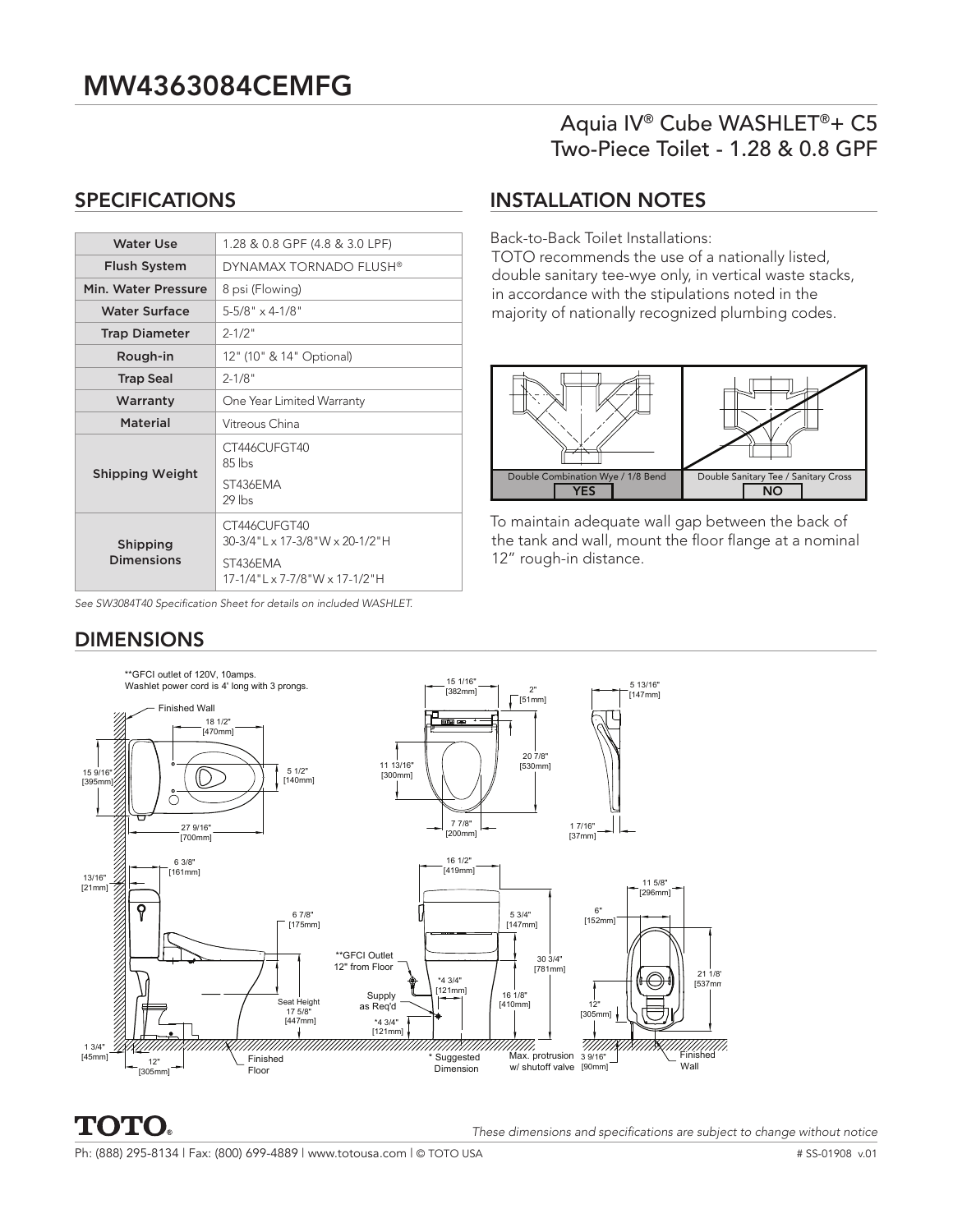# MW4363084CEMFG

Aquia IV® Cube WASHLET®+ C5
Two-Piece Toilet - 1.28 & 0.8 GPF

## SPECIFICATIONS

| | |
|---|---|
| Water Use | 1.28 & 0.8 GPF (4.8 & 3.0 LPF) |
| Flush System | DYNAMAX TORNADO FLUSH® |
| Min. Water Pressure | 8 psi (Flowing) |
| Water Surface | 5-5/8" x 4-1/8" |
| Trap Diameter | 2-1/2" |
| Rough-in | 12" (10" & 14" Optional) |
| Trap Seal | 2-1/8" |
| Warranty | One Year Limited Warranty |
| Material | Vitreous China |
| Shipping Weight | CT446CUFGT40 85 lbs<br>ST436EMA 29 lbs |
| Shipping Dimensions | CT446CUFGT40 30-3/4"L x 17-3/8"W x 20-1/2"H<br>ST436EMA 17-1/4"L x 7-7/8"W x 17-1/2"H |

*See SW3084T40 Specification Sheet for details on included WASHLET.*

## INSTALLATION NOTES

Back-to-Back Toilet Installations:
TOTO recommends the use of a nationally listed, double sanitary tee-wye only, in vertical waste stacks, in accordance with the stipulations noted in the majority of nationally recognized plumbing codes.

Double Combination Wye / 1/8 Bend
YES

Double Sanitary Tee / Sanitary Cross
NO

To maintain adequate wall gap between the back of the tank and wall, mount the floor flange at a nominal 12" rough-in distance.

## DIMENSIONS

**GFCI outlet of 120V, 10amps.
Washlet power cord is 4' long with 3 prongs.

Finished Wall
18 1/2" [470mm]
15 9/16" [395mm]
5 1/2" [140mm]
27 9/16" [700mm]
15 1/16" [382mm]
2" [51mm]
11 13/16" [300mm]
20 7/8" [530mm]
7 7/8" [200mm]
5 13/16" [147mm]
1 7/16" [37mm]
6 3/8" [161mm]
13/16" [21mm]
6 7/8" [175mm]
Seat Height 17 5/8" [447mm]
1 3/4" [45mm]
12" [305mm]
Finished Floor
16 1/2" [419mm]
5 3/4" [147mm]
**GFCI Outlet 12" from Floor
30 3/4" [781mm]
*4 3/4" [121mm]
Supply as Req'd
16 1/8" [410mm]
*4 3/4" [121mm]
* Suggested Dimension
Max. protrusion w/ shutoff valve
11 5/8" [296mm]
6" [152mm]
21 1/8" [537mm]
12" [305mm]
3 9/16" [90mm]
Finished Wall

*These dimensions and specifications are subject to change without notice*

TOTO®

Ph: (888) 295-8134 | Fax: (800) 699-4889 | www.totousa.com | © TOTO USA

# SS-01908 v.01